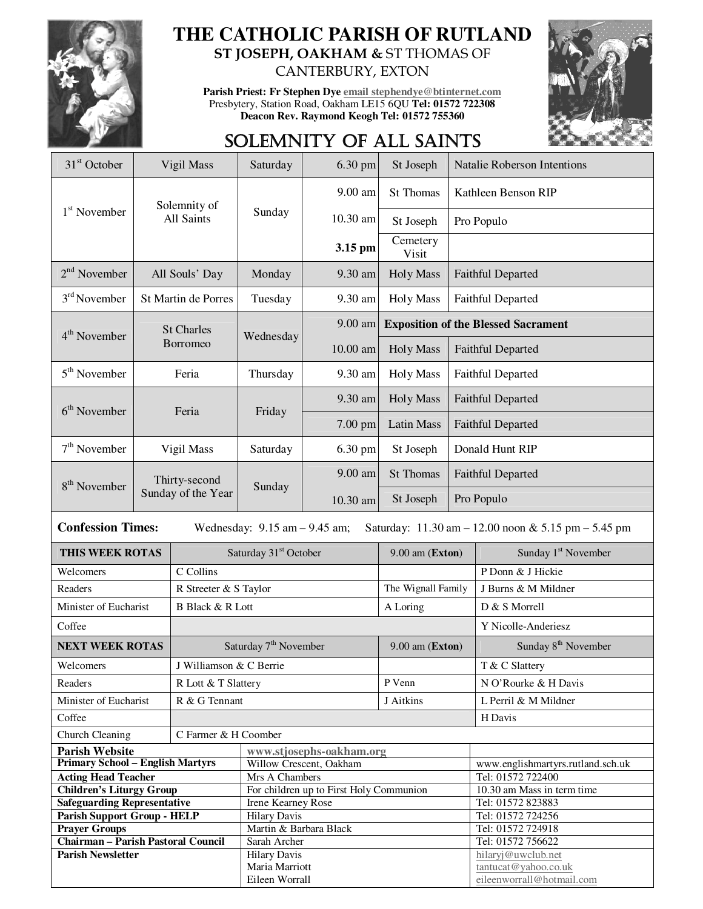# THE CATHOLIC PARISH OF RUTLAND

**ST JOSEPH, OAKHAM &** ST THOMAS OF CANTERBURY, EXTON

**Parish Priest: Fr Stephen Dye** email stephendye@btinternet.com
Presbytery, Station Road, Oakham LE15 6QU **Tel: 01572 722308**
**Deacon Rev. Raymond Keogh Tel: 01572 755360**

## SOLEMNITY OF ALL SAINTS

| | | | | | |
|---|---|---|---|---|---|
| 31st October | Vigil Mass | Saturday | 6.30 pm | St Joseph | Natalie Roberson Intentions |
| 1st November | Solemnity of All Saints | Sunday | 9.00 am | St Thomas | Kathleen Benson RIP |
| | | | 10.30 am | St Joseph | Pro Populo |
| | | | **3.15 pm** | Cemetery Visit | |
| 2nd November | All Souls' Day | Monday | 9.30 am | Holy Mass | Faithful Departed |
| 3rd November | St Martin de Porres | Tuesday | 9.30 am | Holy Mass | Faithful Departed |
| 4th November | St Charles Borromeo | Wednesday | 9.00 am | **Exposition of the Blessed Sacrament** | |
| | | | 10.00 am | Holy Mass | Faithful Departed |
| 5th November | Feria | Thursday | 9.30 am | Holy Mass | Faithful Departed |
| 6th November | Feria | Friday | 9.30 am | Holy Mass | Faithful Departed |
| | | | 7.00 pm | Latin Mass | Faithful Departed |
| 7th November | Vigil Mass | Saturday | 6.30 pm | St Joseph | Donald Hunt RIP |
| 8th November | Thirty-second Sunday of the Year | Sunday | 9.00 am | St Thomas | Faithful Departed |
| | | | 10.30 am | St Joseph | Pro Populo |

**Confession Times:** Wednesday: 9.15 am – 9.45 am; Saturday: 11.30 am – 12.00 noon & 5.15 pm – 5.45 pm

| **THIS WEEK ROTAS** | Saturday 31st October | 9.00 am (**Exton**) | Sunday 1st November |
|---|---|---|---|
| Welcomers | C Collins | | P Donn & J Hickie |
| Readers | R Streeter & S Taylor | The Wignall Family | J Burns & M Mildner |
| Minister of Eucharist | B Black & R Lott | A Loring | D & S Morrell |
| Coffee | | | Y Nicolle-Anderiesz |
| **NEXT WEEK ROTAS** | Saturday 7th November | 9.00 am (**Exton**) | Sunday 8th November |
| Welcomers | J Williamson & C Berrie | | T & C Slattery |
| Readers | R Lott & T Slattery | P Venn | N O'Rourke & H Davis |
| Minister of Eucharist | R & G Tennant | J Aitkins | L Perril & M Mildner |
| Coffee | | | H Davis |
| Church Cleaning | C Farmer & H Coomber | | |

| | | |
|---|---|---|
| **Parish Website** | www.stjosephs-oakham.org | |
| **Primary School – English Martyrs** | Willow Crescent, Oakham | www.englishmartyrs.rutland.sch.uk |
| **Acting Head Teacher** | Mrs A Chambers | Tel: 01572 722400 |
| **Children's Liturgy Group** | For children up to First Holy Communion | 10.30 am Mass in term time |
| **Safeguarding Representative** | Irene Kearney Rose | Tel: 01572 823883 |
| **Parish Support Group - HELP** | Hilary Davis | Tel: 01572 724256 |
| **Prayer Groups** | Martin & Barbara Black | Tel: 01572 724918 |
| **Chairman – Parish Pastoral Council** | Sarah Archer | Tel: 01572 756622 |
| **Parish Newsletter** | Hilary Davis<br>Maria Marriott<br>Eileen Worrall | hilaryj@uwclub.net<br>tantucat@yahoo.co.uk<br>eileenworrall@hotmail.com |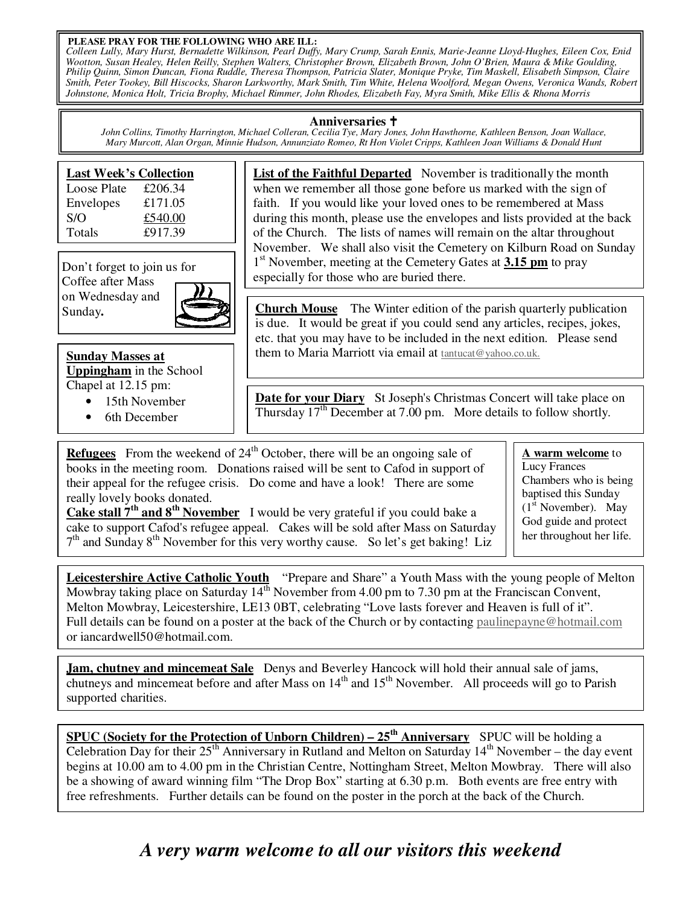**PLEASE PRAY FOR THE FOLLOWING WHO ARE ILL:**

*Colleen Lully, Mary Hurst, Bernadette Wilkinson, Pearl Duffy, Mary Crump, Sarah Ennis, Marie-Jeanne Lloyd-Hughes, Eileen Cox, Enid Wootton, Susan Healey, Helen Reilly, Stephen Walters, Christopher Brown, Elizabeth Brown, John O'Brien, Maura & Mike Goulding, Philip Quinn, Simon Duncan, Fiona Ruddle, Theresa Thompson, Patricia Slater, Monique Pryke, Tim Maskell, Elisabeth Simpson, Claire Smith, Peter Tookey, Bill Hiscocks, Sharon Larkworthy, Mark Smith, Tim White, Helena Woolford, Megan Owens, Veronica Wands, Robert Johnstone, Monica Holt, Tricia Brophy, Michael Rimmer, John Rhodes, Elizabeth Fay, Myra Smith, Mike Ellis & Rhona Morris*

**Anniversaries ✝**

*John Collins, Timothy Harrington, Michael Colleran, Cecilia Tye, Mary Jones, John Hawthorne, Kathleen Benson, Joan Wallace, Mary Murcott, Alan Organ, Minnie Hudson, Annunziato Romeo, Rt Hon Violet Cripps, Kathleen Joan Williams & Donald Hunt*

**Last Week's Collection**

| | |
|---|---|
| Loose Plate | £206.34 |
| Envelopes | £171.05 |
| S/O | £540.00 |
| Totals | £917.39 |

Don't forget to join us for Coffee after Mass on Wednesday and Sunday**.**

**Sunday Masses at Uppingham** in the School Chapel at 12.15 pm:

- 15th November
- 6th December

**List of the Faithful Departed** November is traditionally the month when we remember all those gone before us marked with the sign of faith. If you would like your loved ones to be remembered at Mass during this month, please use the envelopes and lists provided at the back of the Church. The lists of names will remain on the altar throughout November. We shall also visit the Cemetery on Kilburn Road on Sunday 1st November, meeting at the Cemetery Gates at **3.15 pm** to pray especially for those who are buried there.

**Church Mouse** The Winter edition of the parish quarterly publication is due. It would be great if you could send any articles, recipes, jokes, etc. that you may have to be included in the next edition. Please send them to Maria Marriott via email at tantucat@yahoo.co.uk.

**Date for your Diary** St Joseph's Christmas Concert will take place on Thursday 17th December at 7.00 pm. More details to follow shortly.

**Refugees** From the weekend of 24th October, there will be an ongoing sale of books in the meeting room. Donations raised will be sent to Cafod in support of their appeal for the refugee crisis. Do come and have a look! There are some really lovely books donated.

**Cake stall 7th and 8th November** I would be very grateful if you could bake a cake to support Cafod's refugee appeal. Cakes will be sold after Mass on Saturday 7th and Sunday 8th November for this very worthy cause. So let's get baking! Liz

**A warm welcome** to Lucy Frances Chambers who is being baptised this Sunday (1st November). May God guide and protect her throughout her life.

**Leicestershire Active Catholic Youth** "Prepare and Share" a Youth Mass with the young people of Melton Mowbray taking place on Saturday 14th November from 4.00 pm to 7.30 pm at the Franciscan Convent, Melton Mowbray, Leicestershire, LE13 0BT, celebrating "Love lasts forever and Heaven is full of it". Full details can be found on a poster at the back of the Church or by contacting paulinepayne@hotmail.com or iancardwell50@hotmail.com.

**Jam, chutney and mincemeat Sale** Denys and Beverley Hancock will hold their annual sale of jams, chutneys and mincemeat before and after Mass on 14th and 15th November. All proceeds will go to Parish supported charities.

**SPUC (Society for the Protection of Unborn Children) – 25th Anniversary** SPUC will be holding a Celebration Day for their 25th Anniversary in Rutland and Melton on Saturday 14th November – the day event begins at 10.00 am to 4.00 pm in the Christian Centre, Nottingham Street, Melton Mowbray. There will also be a showing of award winning film "The Drop Box" starting at 6.30 p.m. Both events are free entry with free refreshments. Further details can be found on the poster in the porch at the back of the Church.

## *A very warm welcome to all our visitors this weekend*